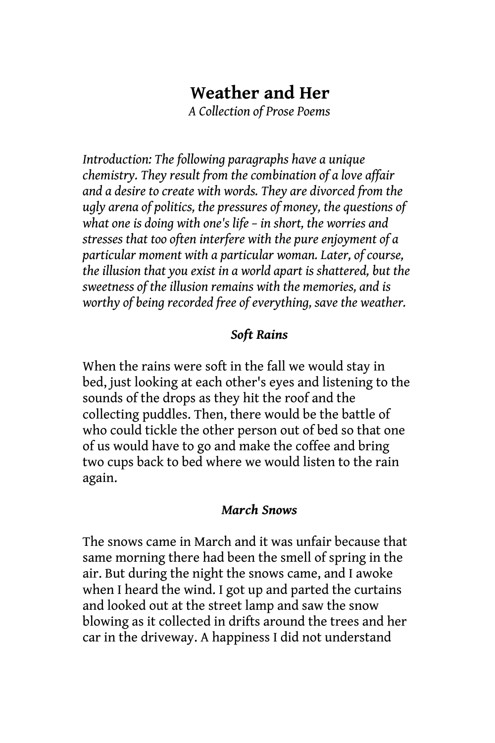# Weather and Her

*A Collection of Prose Poems*

*Introduction: The following paragraphs have a unique chemistry. They result from the combination of a love affair and a desire to create with words. They are divorced from the ugly arena of politics, the pressures of money, the questions of what one is doing with one's life – in short, the worries and stresses that too often interfere with the pure enjoyment of a particular moment with a particular woman. Later, of course, the illusion that you exist in a world apart is shattered, but the sweetness of the illusion remains with the memories, and is worthy of being recorded free of everything, save the weather.*

### *Soft Rains*

When the rains were soft in the fall we would stay in bed, just looking at each other's eyes and listening to the sounds of the drops as they hit the roof and the collecting puddles. Then, there would be the battle of who could tickle the other person out of bed so that one of us would have to go and make the coffee and bring two cups back to bed where we would listen to the rain again.

### *March Snows*

The snows came in March and it was unfair because that same morning there had been the smell of spring in the air. But during the night the snows came, and I awoke when I heard the wind. I got up and parted the curtains and looked out at the street lamp and saw the snow blowing as it collected in drifts around the trees and her car in the driveway. A happiness I did not understand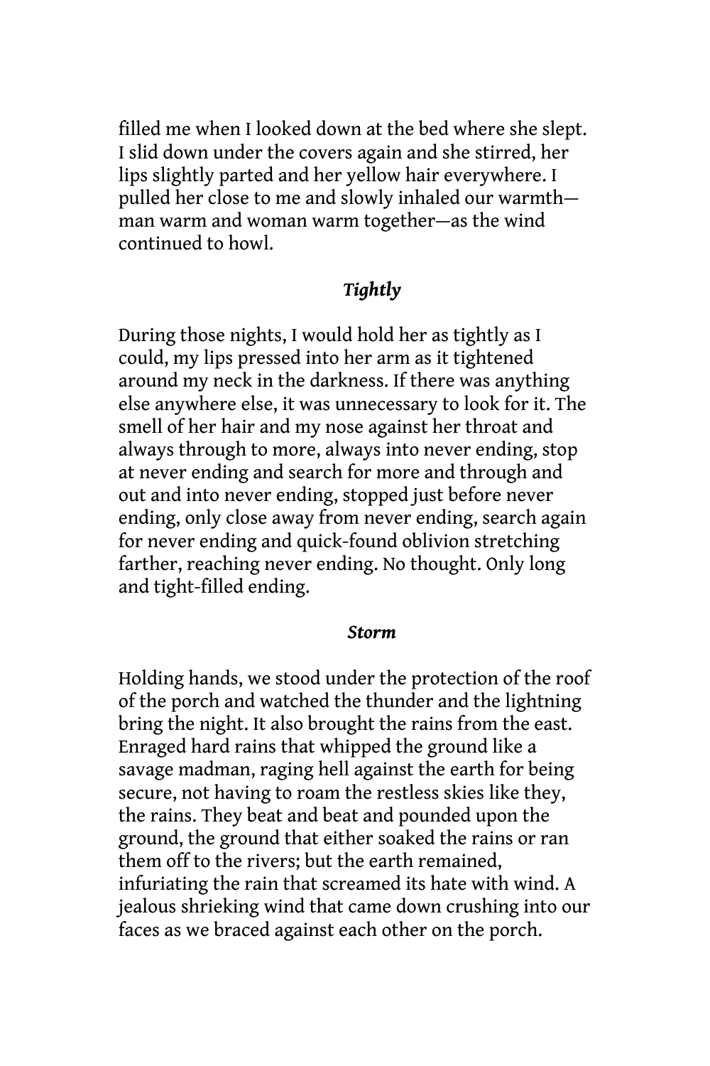filled me when I looked down at the bed where she slept. I slid down under the covers again and she stirred, her lips slightly parted and her yellow hair everywhere. I pulled her close to me and slowly inhaled our warmth—man warm and woman warm together—as the wind continued to howl.

### *Tightly*

During those nights, I would hold her as tightly as I could, my lips pressed into her arm as it tightened around my neck in the darkness. If there was anything else anywhere else, it was unnecessary to look for it. The smell of her hair and my nose against her throat and always through to more, always into never ending, stop at never ending and search for more and through and out and into never ending, stopped just before never ending, only close away from never ending, search again for never ending and quick-found oblivion stretching farther, reaching never ending. No thought. Only long and tight-filled ending.

### *Storm*

Holding hands, we stood under the protection of the roof of the porch and watched the thunder and the lightning bring the night. It also brought the rains from the east. Enraged hard rains that whipped the ground like a savage madman, raging hell against the earth for being secure, not having to roam the restless skies like they, the rains. They beat and beat and pounded upon the ground, the ground that either soaked the rains or ran them off to the rivers; but the earth remained, infuriating the rain that screamed its hate with wind. A jealous shrieking wind that came down crushing into our faces as we braced against each other on the porch.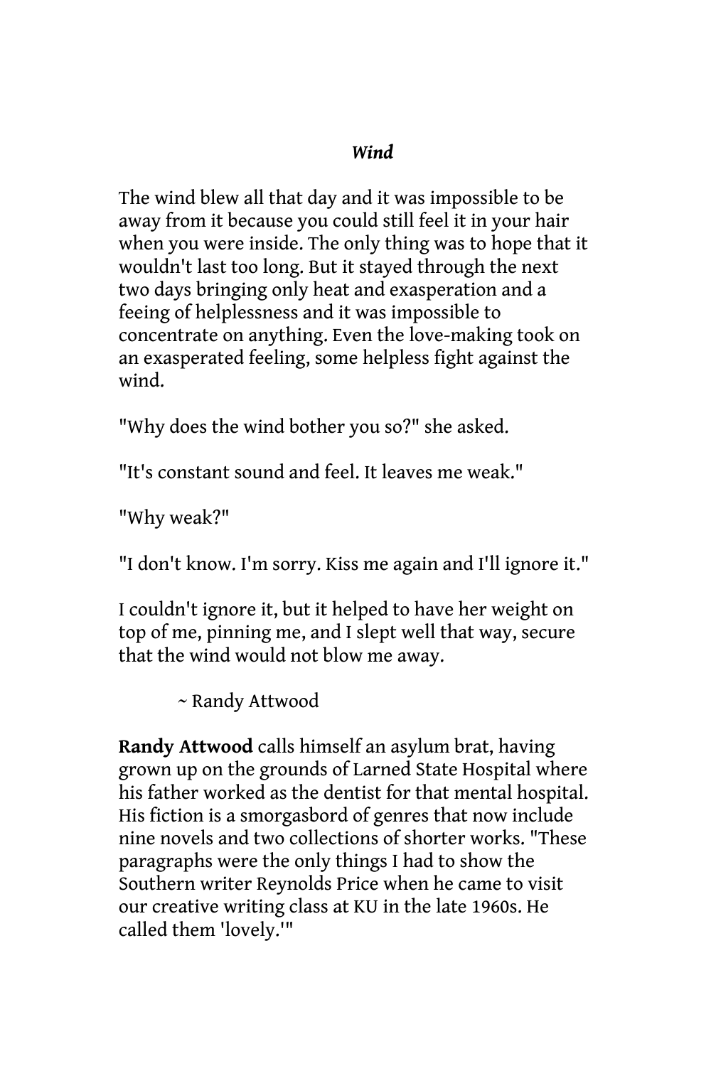### *Wind*

The wind blew all that day and it was impossible to be away from it because you could still feel it in your hair when you were inside. The only thing was to hope that it wouldn't last too long. But it stayed through the next two days bringing only heat and exasperation and a feeing of helplessness and it was impossible to concentrate on anything. Even the love-making took on an exasperated feeling, some helpless fight against the wind.

"Why does the wind bother you so?" she asked.

"It's constant sound and feel. It leaves me weak."

"Why weak?"

"I don't know. I'm sorry. Kiss me again and I'll ignore it."

I couldn't ignore it, but it helped to have her weight on top of me, pinning me, and I slept well that way, secure that the wind would not blow me away.

~ Randy Attwood

**Randy Attwood** calls himself an asylum brat, having grown up on the grounds of Larned State Hospital where his father worked as the dentist for that mental hospital. His fiction is a smorgasbord of genres that now include nine novels and two collections of shorter works. "These paragraphs were the only things I had to show the Southern writer Reynolds Price when he came to visit our creative writing class at KU in the late 1960s. He called them 'lovely.'"